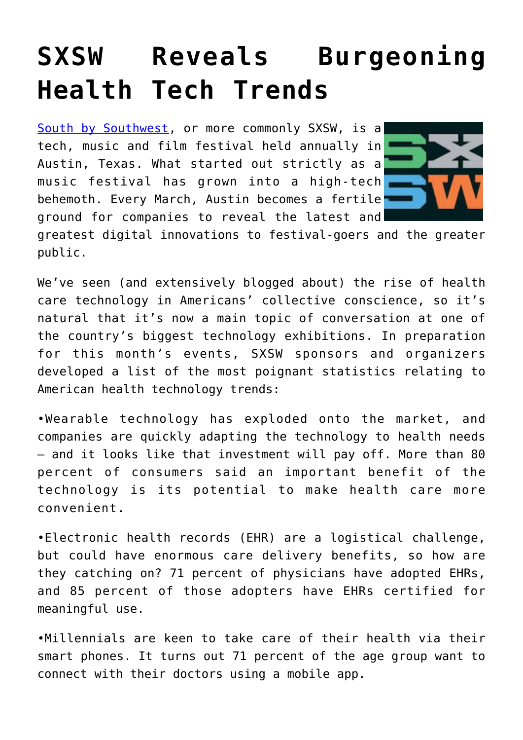# SXSW Reveals Burgeoning Health Tech Trends

South by Southwest, or more commonly SXSW, is a tech, music and film festival held annually in Austin, Texas. What started out strictly as a music festival has grown into a high-tech behemoth. Every March, Austin becomes a fertile ground for companies to reveal the latest and greatest digital innovations to festival-goers and the greater public.

We've seen (and extensively blogged about) the rise of health care technology in Americans' collective conscience, so it's natural that it's now a main topic of conversation at one of the country's biggest technology exhibitions. In preparation for this month's events, SXSW sponsors and organizers developed a list of the most poignant statistics relating to American health technology trends:

•Wearable technology has exploded onto the market, and companies are quickly adapting the technology to health needs – and it looks like that investment will pay off. More than 80 percent of consumers said an important benefit of the technology is its potential to make health care more convenient.

•Electronic health records (EHR) are a logistical challenge, but could have enormous care delivery benefits, so how are they catching on? 71 percent of physicians have adopted EHRs, and 85 percent of those adopters have EHRs certified for meaningful use.

•Millennials are keen to take care of their health via their smart phones. It turns out 71 percent of the age group want to connect with their doctors using a mobile app.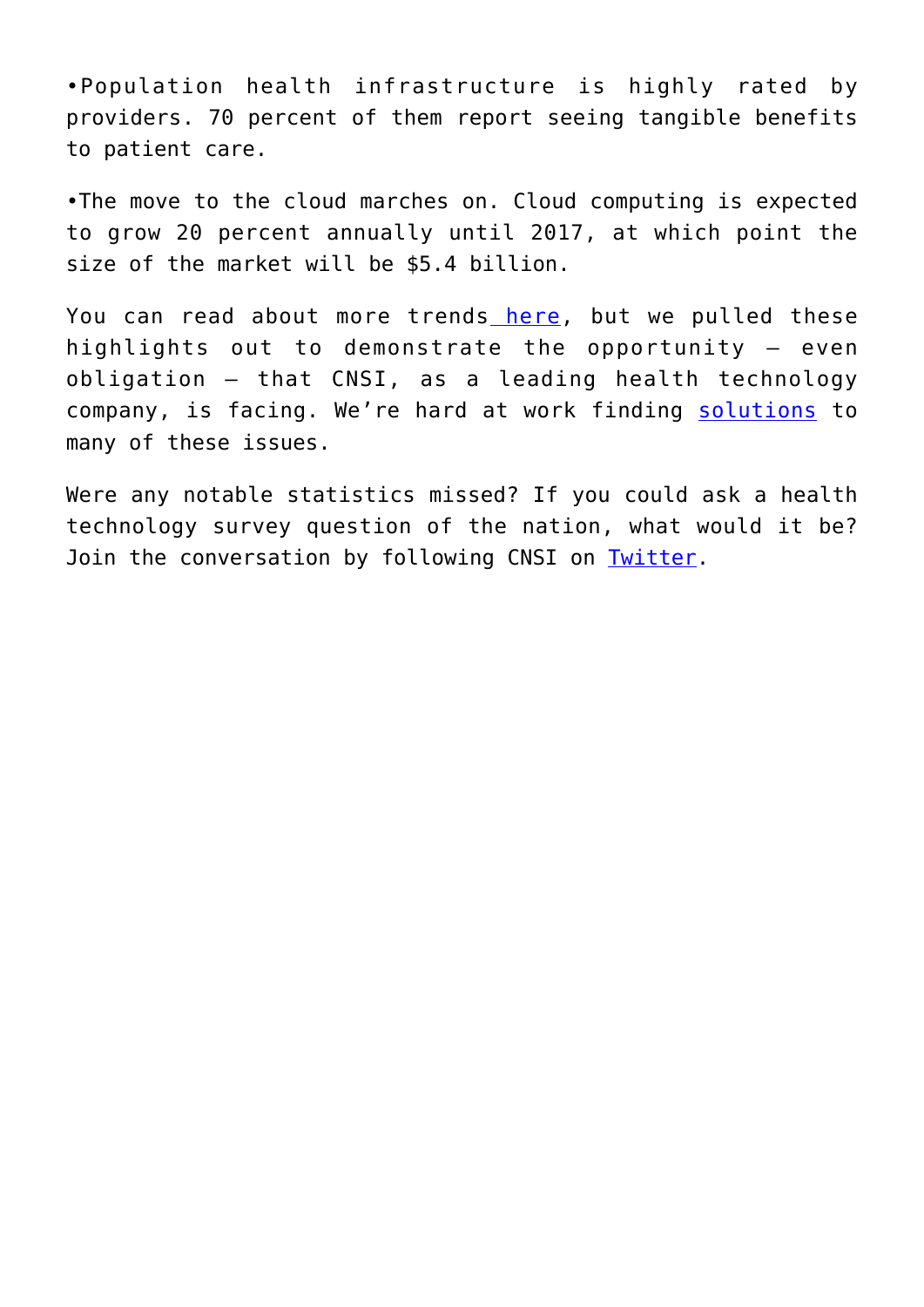•Population health infrastructure is highly rated by providers. 70 percent of them report seeing tangible benefits to patient care.

•The move to the cloud marches on. Cloud computing is expected to grow 20 percent annually until 2017, at which point the size of the market will be $5.4 billion.

You can read about more trends here, but we pulled these highlights out to demonstrate the opportunity – even obligation – that CNSI, as a leading health technology company, is facing. We're hard at work finding solutions to many of these issues.

Were any notable statistics missed? If you could ask a health technology survey question of the nation, what would it be? Join the conversation by following CNSI on Twitter.